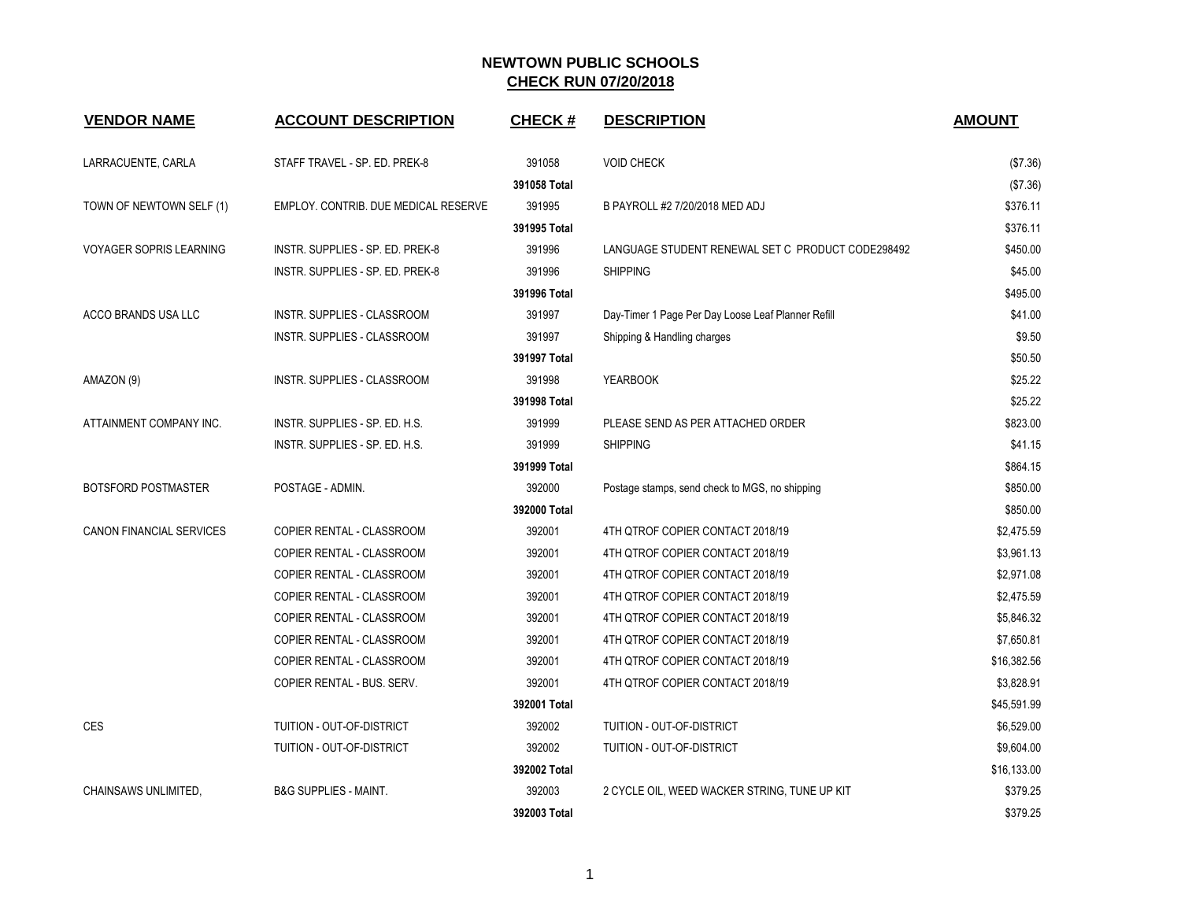# NEWTOWN PUBLIC SCHOOLS
## CHECK RUN 07/20/2018

| VENDOR NAME | ACCOUNT DESCRIPTION | CHECK # | DESCRIPTION | AMOUNT |
|---|---|---|---|---|
| LARRACUENTE, CARLA | STAFF TRAVEL - SP. ED. PREK-8 | 391058 | VOID CHECK | ($7.36) |
| | | **391058 Total** | | ($7.36) |
| TOWN OF NEWTOWN SELF (1) | EMPLOY. CONTRIB. DUE MEDICAL RESERVE | 391995 | B PAYROLL #2 7/20/2018 MED ADJ | $376.11 |
| | | **391995 Total** | | $376.11 |
| VOYAGER SOPRIS LEARNING | INSTR. SUPPLIES - SP. ED. PREK-8 | 391996 | LANGUAGE STUDENT RENEWAL SET C PRODUCT CODE298492 | $450.00 |
| | INSTR. SUPPLIES - SP. ED. PREK-8 | 391996 | SHIPPING | $45.00 |
| | | **391996 Total** | | $495.00 |
| ACCO BRANDS USA LLC | INSTR. SUPPLIES - CLASSROOM | 391997 | Day-Timer 1 Page Per Day Loose Leaf Planner Refill | $41.00 |
| | INSTR. SUPPLIES - CLASSROOM | 391997 | Shipping & Handling charges | $9.50 |
| | | **391997 Total** | | $50.50 |
| AMAZON (9) | INSTR. SUPPLIES - CLASSROOM | 391998 | YEARBOOK | $25.22 |
| | | **391998 Total** | | $25.22 |
| ATTAINMENT COMPANY INC. | INSTR. SUPPLIES - SP. ED. H.S. | 391999 | PLEASE SEND AS PER ATTACHED ORDER | $823.00 |
| | INSTR. SUPPLIES - SP. ED. H.S. | 391999 | SHIPPING | $41.15 |
| | | **391999 Total** | | $864.15 |
| BOTSFORD POSTMASTER | POSTAGE - ADMIN. | 392000 | Postage stamps, send check to MGS, no shipping | $850.00 |
| | | **392000 Total** | | $850.00 |
| CANON FINANCIAL SERVICES | COPIER RENTAL - CLASSROOM | 392001 | 4TH QTROF COPIER CONTACT 2018/19 | $2,475.59 |
| | COPIER RENTAL - CLASSROOM | 392001 | 4TH QTROF COPIER CONTACT 2018/19 | $3,961.13 |
| | COPIER RENTAL - CLASSROOM | 392001 | 4TH QTROF COPIER CONTACT 2018/19 | $2,971.08 |
| | COPIER RENTAL - CLASSROOM | 392001 | 4TH QTROF COPIER CONTACT 2018/19 | $2,475.59 |
| | COPIER RENTAL - CLASSROOM | 392001 | 4TH QTROF COPIER CONTACT 2018/19 | $5,846.32 |
| | COPIER RENTAL - CLASSROOM | 392001 | 4TH QTROF COPIER CONTACT 2018/19 | $7,650.81 |
| | COPIER RENTAL - CLASSROOM | 392001 | 4TH QTROF COPIER CONTACT 2018/19 | $16,382.56 |
| | COPIER RENTAL - BUS. SERV. | 392001 | 4TH QTROF COPIER CONTACT 2018/19 | $3,828.91 |
| | | **392001 Total** | | $45,591.99 |
| CES | TUITION - OUT-OF-DISTRICT | 392002 | TUITION - OUT-OF-DISTRICT | $6,529.00 |
| | TUITION - OUT-OF-DISTRICT | 392002 | TUITION - OUT-OF-DISTRICT | $9,604.00 |
| | | **392002 Total** | | $16,133.00 |
| CHAINSAWS UNLIMITED, | B&G SUPPLIES - MAINT. | 392003 | 2 CYCLE OIL, WEED WACKER STRING, TUNE UP KIT | $379.25 |
| | | **392003 Total** | | $379.25 |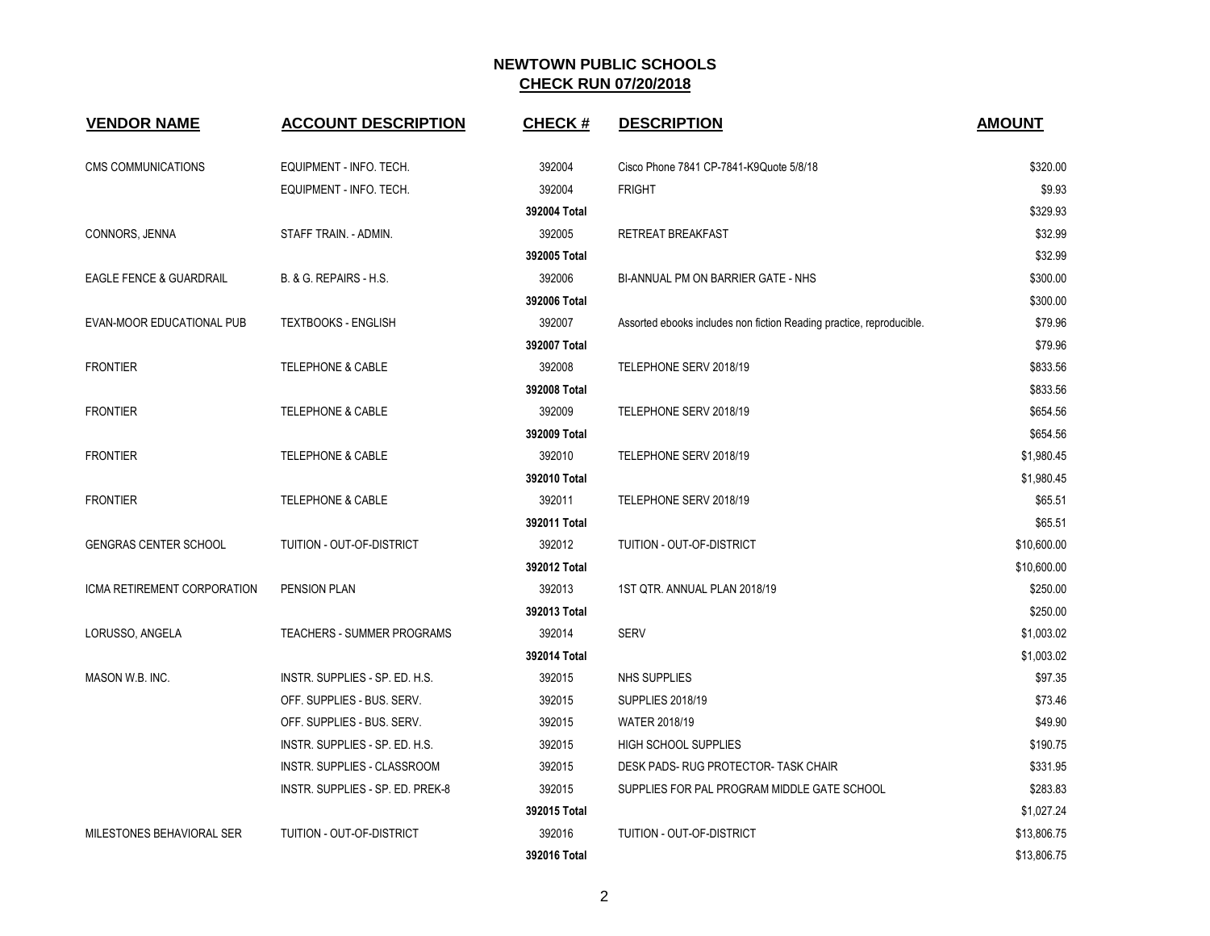## NEWTOWN PUBLIC SCHOOLS
## CHECK RUN 07/20/2018

| VENDOR NAME | ACCOUNT DESCRIPTION | CHECK # | DESCRIPTION | AMOUNT |
|---|---|---|---|---|
| CMS COMMUNICATIONS | EQUIPMENT - INFO. TECH. | 392004 | Cisco Phone 7841 CP-7841-K9Quote 5/8/18 | $320.00 |
| | EQUIPMENT - INFO. TECH. | 392004 | FRIGHT | $9.93 |
| | | **392004 Total** | | $329.93 |
| CONNORS, JENNA | STAFF TRAIN. - ADMIN. | 392005 | RETREAT BREAKFAST | $32.99 |
| | | **392005 Total** | | $32.99 |
| EAGLE FENCE & GUARDRAIL | B. & G. REPAIRS - H.S. | 392006 | BI-ANNUAL PM ON BARRIER GATE - NHS | $300.00 |
| | | **392006 Total** | | $300.00 |
| EVAN-MOOR EDUCATIONAL PUB | TEXTBOOKS - ENGLISH | 392007 | Assorted ebooks includes non fiction Reading practice, reproducible. | $79.96 |
| | | **392007 Total** | | $79.96 |
| FRONTIER | TELEPHONE & CABLE | 392008 | TELEPHONE SERV 2018/19 | $833.56 |
| | | **392008 Total** | | $833.56 |
| FRONTIER | TELEPHONE & CABLE | 392009 | TELEPHONE SERV 2018/19 | $654.56 |
| | | **392009 Total** | | $654.56 |
| FRONTIER | TELEPHONE & CABLE | 392010 | TELEPHONE SERV 2018/19 | $1,980.45 |
| | | **392010 Total** | | $1,980.45 |
| FRONTIER | TELEPHONE & CABLE | 392011 | TELEPHONE SERV 2018/19 | $65.51 |
| | | **392011 Total** | | $65.51 |
| GENGRAS CENTER SCHOOL | TUITION - OUT-OF-DISTRICT | 392012 | TUITION - OUT-OF-DISTRICT | $10,600.00 |
| | | **392012 Total** | | $10,600.00 |
| ICMA RETIREMENT CORPORATION | PENSION PLAN | 392013 | 1ST QTR. ANNUAL PLAN 2018/19 | $250.00 |
| | | **392013 Total** | | $250.00 |
| LORUSSO, ANGELA | TEACHERS - SUMMER PROGRAMS | 392014 | SERV | $1,003.02 |
| | | **392014 Total** | | $1,003.02 |
| MASON W.B. INC. | INSTR. SUPPLIES - SP. ED. H.S. | 392015 | NHS SUPPLIES | $97.35 |
| | OFF. SUPPLIES - BUS. SERV. | 392015 | SUPPLIES 2018/19 | $73.46 |
| | OFF. SUPPLIES - BUS. SERV. | 392015 | WATER 2018/19 | $49.90 |
| | INSTR. SUPPLIES - SP. ED. H.S. | 392015 | HIGH SCHOOL SUPPLIES | $190.75 |
| | INSTR. SUPPLIES - CLASSROOM | 392015 | DESK PADS- RUG PROTECTOR- TASK CHAIR | $331.95 |
| | INSTR. SUPPLIES - SP. ED. PREK-8 | 392015 | SUPPLIES FOR PAL PROGRAM MIDDLE GATE SCHOOL | $283.83 |
| | | **392015 Total** | | $1,027.24 |
| MILESTONES BEHAVIORAL SER | TUITION - OUT-OF-DISTRICT | 392016 | TUITION - OUT-OF-DISTRICT | $13,806.75 |
| | | **392016 Total** | | $13,806.75 |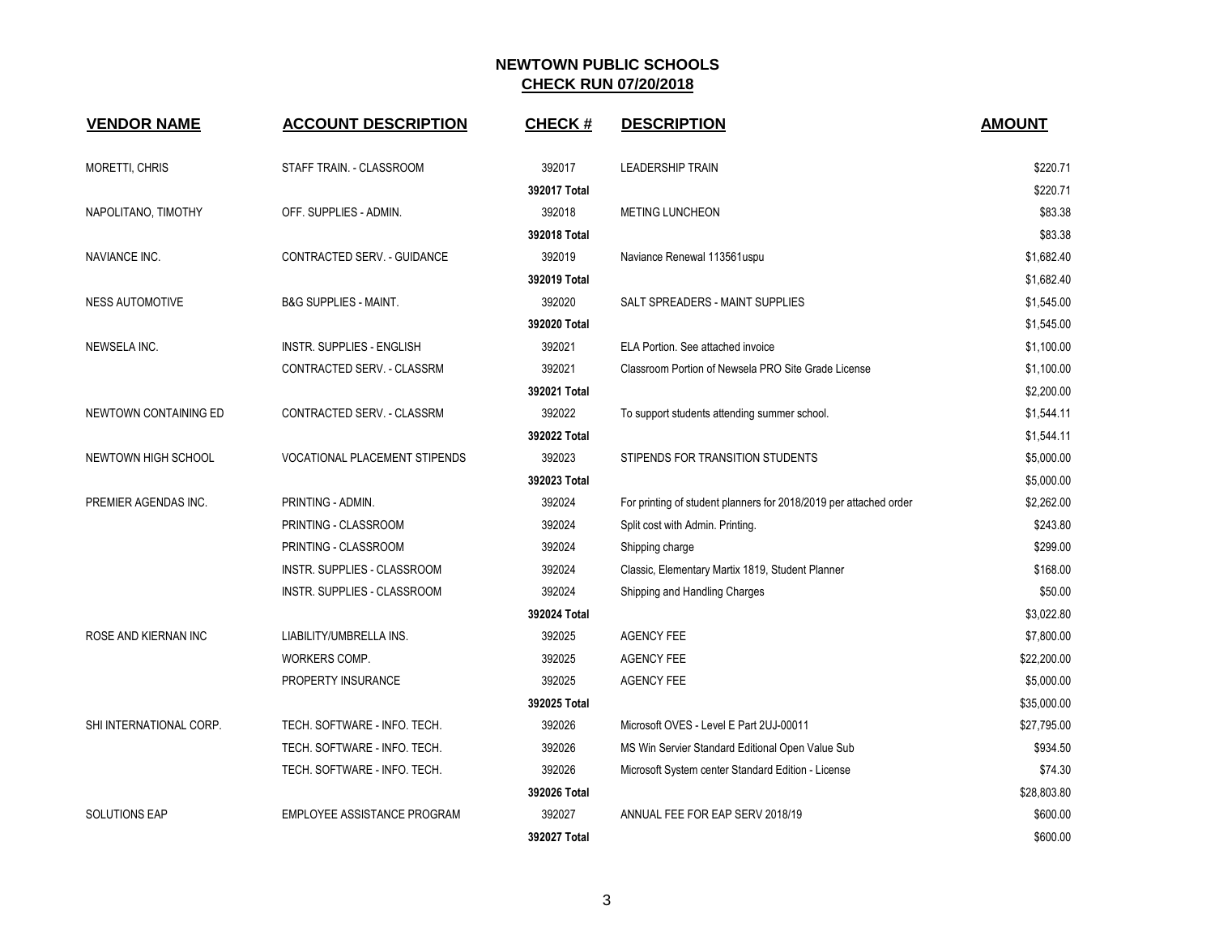# NEWTOWN PUBLIC SCHOOLS

## CHECK RUN 07/20/2018

| VENDOR NAME | ACCOUNT DESCRIPTION | CHECK # | DESCRIPTION | AMOUNT |
|---|---|---|---|---|
| MORETTI, CHRIS | STAFF TRAIN. - CLASSROOM | 392017 | LEADERSHIP TRAIN | $220.71 |
| | | **392017 Total** | | $220.71 |
| NAPOLITANO, TIMOTHY | OFF. SUPPLIES - ADMIN. | 392018 | METING LUNCHEON | $83.38 |
| | | **392018 Total** | | $83.38 |
| NAVIANCE INC. | CONTRACTED SERV. - GUIDANCE | 392019 | Naviance Renewal 113561uspu | $1,682.40 |
| | | **392019 Total** | | $1,682.40 |
| NESS AUTOMOTIVE | B&G SUPPLIES - MAINT. | 392020 | SALT SPREADERS - MAINT SUPPLIES | $1,545.00 |
| | | **392020 Total** | | $1,545.00 |
| NEWSELA INC. | INSTR. SUPPLIES - ENGLISH | 392021 | ELA Portion. See attached invoice | $1,100.00 |
| | CONTRACTED SERV. - CLASSRM | 392021 | Classroom Portion of Newsela PRO Site Grade License | $1,100.00 |
| | | **392021 Total** | | $2,200.00 |
| NEWTOWN CONTAINING ED | CONTRACTED SERV. - CLASSRM | 392022 | To support students attending summer school. | $1,544.11 |
| | | **392022 Total** | | $1,544.11 |
| NEWTOWN HIGH SCHOOL | VOCATIONAL PLACEMENT STIPENDS | 392023 | STIPENDS FOR TRANSITION STUDENTS | $5,000.00 |
| | | **392023 Total** | | $5,000.00 |
| PREMIER AGENDAS INC. | PRINTING - ADMIN. | 392024 | For printing of student planners for 2018/2019 per attached order | $2,262.00 |
| | PRINTING - CLASSROOM | 392024 | Split cost with Admin. Printing. | $243.80 |
| | PRINTING - CLASSROOM | 392024 | Shipping charge | $299.00 |
| | INSTR. SUPPLIES - CLASSROOM | 392024 | Classic, Elementary Martix 1819, Student Planner | $168.00 |
| | INSTR. SUPPLIES - CLASSROOM | 392024 | Shipping and Handling Charges | $50.00 |
| | | **392024 Total** | | $3,022.80 |
| ROSE AND KIERNAN INC | LIABILITY/UMBRELLA INS. | 392025 | AGENCY FEE | $7,800.00 |
| | WORKERS COMP. | 392025 | AGENCY FEE | $22,200.00 |
| | PROPERTY INSURANCE | 392025 | AGENCY FEE | $5,000.00 |
| | | **392025 Total** | | $35,000.00 |
| SHI INTERNATIONAL CORP. | TECH. SOFTWARE - INFO. TECH. | 392026 | Microsoft OVES - Level E Part 2UJ-00011 | $27,795.00 |
| | TECH. SOFTWARE - INFO. TECH. | 392026 | MS Win Servier Standard Editional Open Value Sub | $934.50 |
| | TECH. SOFTWARE - INFO. TECH. | 392026 | Microsoft System center Standard Edition - License | $74.30 |
| | | **392026 Total** | | $28,803.80 |
| SOLUTIONS EAP | EMPLOYEE ASSISTANCE PROGRAM | 392027 | ANNUAL FEE FOR EAP SERV 2018/19 | $600.00 |
| | | **392027 Total** | | $600.00 |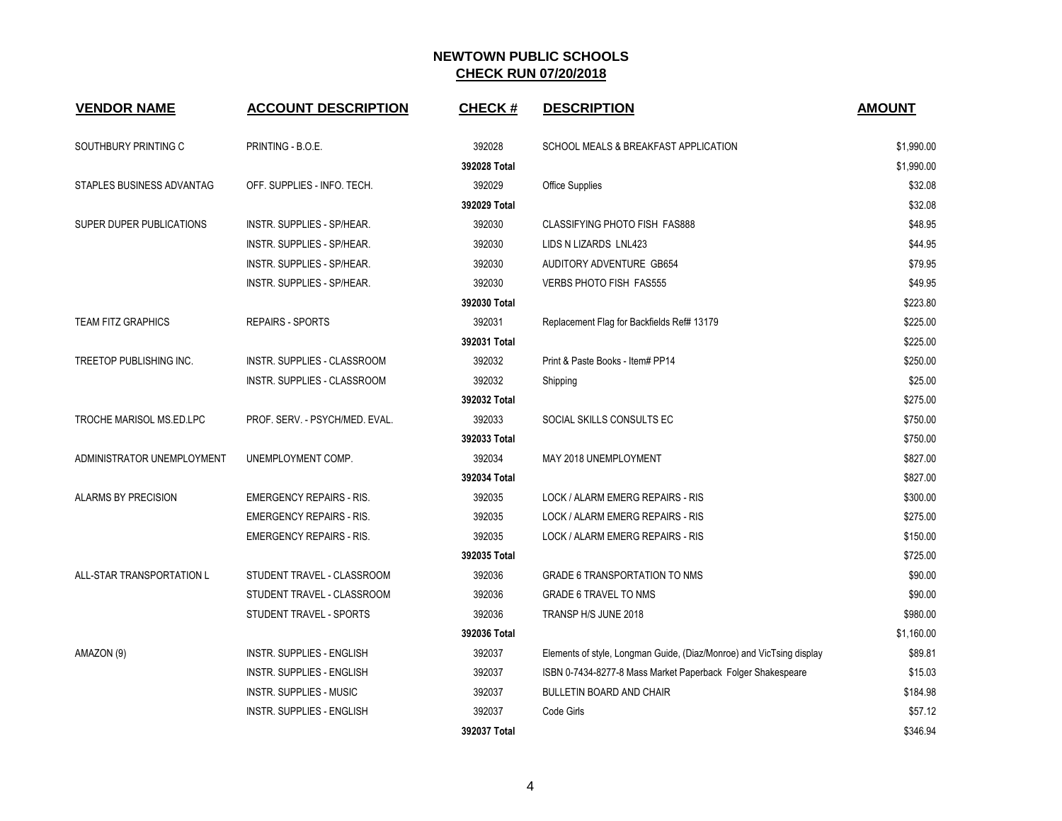# NEWTOWN PUBLIC SCHOOLS

## CHECK RUN 07/20/2018

| VENDOR NAME | ACCOUNT DESCRIPTION | CHECK # | DESCRIPTION | AMOUNT |
|---|---|---|---|---|
| SOUTHBURY PRINTING C | PRINTING - B.O.E. | 392028 | SCHOOL MEALS & BREAKFAST APPLICATION | $1,990.00 |
| | | **392028 Total** | | $1,990.00 |
| STAPLES BUSINESS ADVANTAG | OFF. SUPPLIES - INFO. TECH. | 392029 | Office Supplies | $32.08 |
| | | **392029 Total** | | $32.08 |
| SUPER DUPER PUBLICATIONS | INSTR. SUPPLIES - SP/HEAR. | 392030 | CLASSIFYING PHOTO FISH FAS888 | $48.95 |
| | INSTR. SUPPLIES - SP/HEAR. | 392030 | LIDS N LIZARDS LNL423 | $44.95 |
| | INSTR. SUPPLIES - SP/HEAR. | 392030 | AUDITORY ADVENTURE GB654 | $79.95 |
| | INSTR. SUPPLIES - SP/HEAR. | 392030 | VERBS PHOTO FISH FAS555 | $49.95 |
| | | **392030 Total** | | $223.80 |
| TEAM FITZ GRAPHICS | REPAIRS - SPORTS | 392031 | Replacement Flag for Backfields Ref# 13179 | $225.00 |
| | | **392031 Total** | | $225.00 |
| TREETOP PUBLISHING INC. | INSTR. SUPPLIES - CLASSROOM | 392032 | Print & Paste Books - Item# PP14 | $250.00 |
| | INSTR. SUPPLIES - CLASSROOM | 392032 | Shipping | $25.00 |
| | | **392032 Total** | | $275.00 |
| TROCHE MARISOL MS.ED.LPC | PROF. SERV. - PSYCH/MED. EVAL. | 392033 | SOCIAL SKILLS CONSULTS EC | $750.00 |
| | | **392033 Total** | | $750.00 |
| ADMINISTRATOR UNEMPLOYMENT | UNEMPLOYMENT COMP. | 392034 | MAY 2018 UNEMPLOYMENT | $827.00 |
| | | **392034 Total** | | $827.00 |
| ALARMS BY PRECISION | EMERGENCY REPAIRS - RIS. | 392035 | LOCK / ALARM EMERG REPAIRS - RIS | $300.00 |
| | EMERGENCY REPAIRS - RIS. | 392035 | LOCK / ALARM EMERG REPAIRS - RIS | $275.00 |
| | EMERGENCY REPAIRS - RIS. | 392035 | LOCK / ALARM EMERG REPAIRS - RIS | $150.00 |
| | | **392035 Total** | | $725.00 |
| ALL-STAR TRANSPORTATION L | STUDENT TRAVEL - CLASSROOM | 392036 | GRADE 6 TRANSPORTATION TO NMS | $90.00 |
| | STUDENT TRAVEL - CLASSROOM | 392036 | GRADE 6 TRAVEL TO NMS | $90.00 |
| | STUDENT TRAVEL - SPORTS | 392036 | TRANSP H/S JUNE 2018 | $980.00 |
| | | **392036 Total** | | $1,160.00 |
| AMAZON (9) | INSTR. SUPPLIES - ENGLISH | 392037 | Elements of style, Longman Guide, (Diaz/Monroe) and VicTsing display | $89.81 |
| | INSTR. SUPPLIES - ENGLISH | 392037 | ISBN 0-7434-8277-8 Mass Market Paperback Folger Shakespeare | $15.03 |
| | INSTR. SUPPLIES - MUSIC | 392037 | BULLETIN BOARD AND CHAIR | $184.98 |
| | INSTR. SUPPLIES - ENGLISH | 392037 | Code Girls | $57.12 |
| | | **392037 Total** | | $346.94 |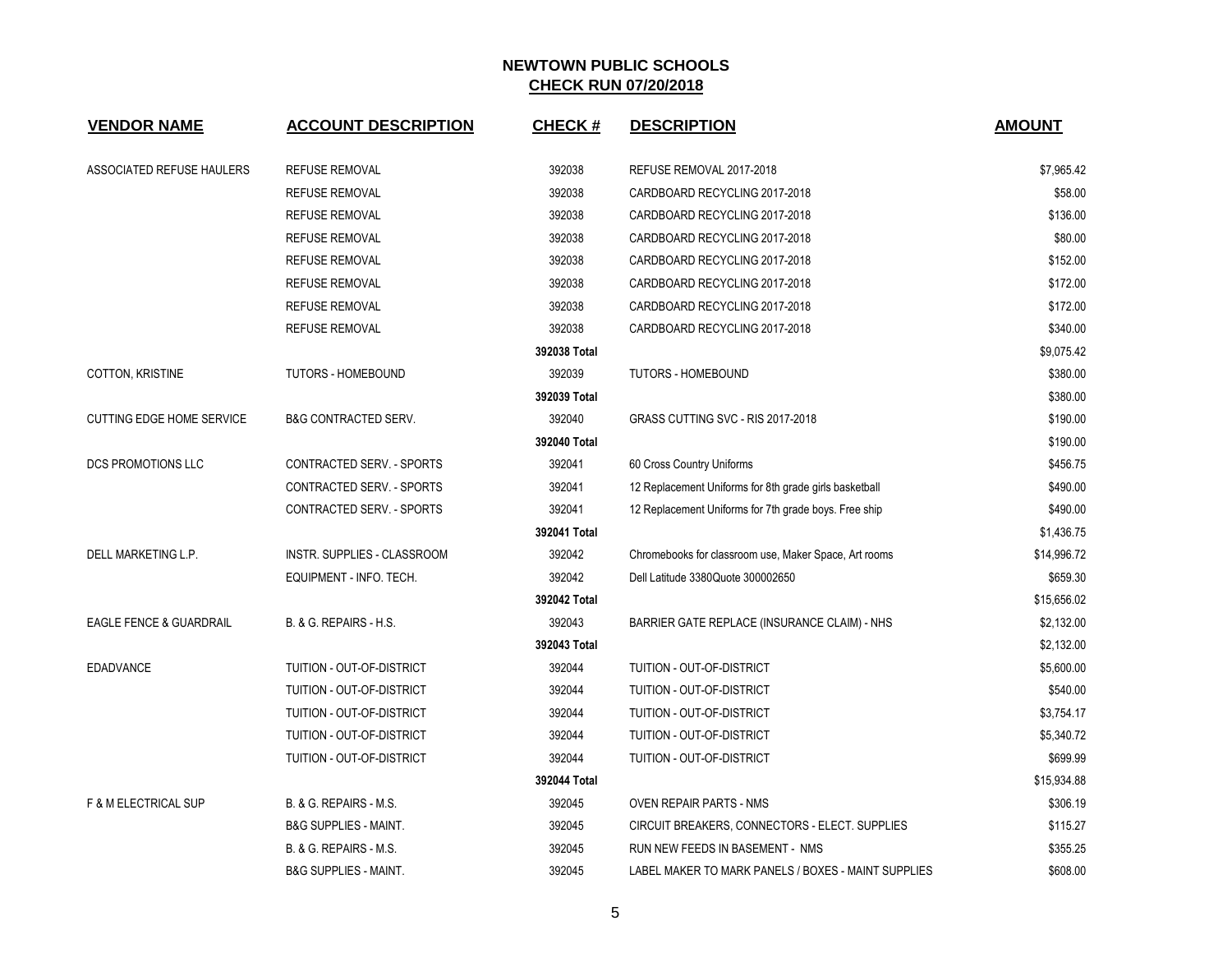## NEWTOWN PUBLIC SCHOOLS
## CHECK RUN 07/20/2018

| VENDOR NAME | ACCOUNT DESCRIPTION | CHECK # | DESCRIPTION | AMOUNT |
|---|---|---|---|---|
| ASSOCIATED REFUSE HAULERS | REFUSE REMOVAL | 392038 | REFUSE REMOVAL 2017-2018 | $7,965.42 |
| | REFUSE REMOVAL | 392038 | CARDBOARD RECYCLING 2017-2018 | $58.00 |
| | REFUSE REMOVAL | 392038 | CARDBOARD RECYCLING 2017-2018 | $136.00 |
| | REFUSE REMOVAL | 392038 | CARDBOARD RECYCLING 2017-2018 | $80.00 |
| | REFUSE REMOVAL | 392038 | CARDBOARD RECYCLING 2017-2018 | $152.00 |
| | REFUSE REMOVAL | 392038 | CARDBOARD RECYCLING 2017-2018 | $172.00 |
| | REFUSE REMOVAL | 392038 | CARDBOARD RECYCLING 2017-2018 | $172.00 |
| | REFUSE REMOVAL | 392038 | CARDBOARD RECYCLING 2017-2018 | $340.00 |
| | | **392038 Total** | | $9,075.42 |
| COTTON, KRISTINE | TUTORS - HOMEBOUND | 392039 | TUTORS - HOMEBOUND | $380.00 |
| | | **392039 Total** | | $380.00 |
| CUTTING EDGE HOME SERVICE | B&G CONTRACTED SERV. | 392040 | GRASS CUTTING SVC - RIS 2017-2018 | $190.00 |
| | | **392040 Total** | | $190.00 |
| DCS PROMOTIONS LLC | CONTRACTED SERV. - SPORTS | 392041 | 60 Cross Country Uniforms | $456.75 |
| | CONTRACTED SERV. - SPORTS | 392041 | 12 Replacement Uniforms for 8th grade girls basketball | $490.00 |
| | CONTRACTED SERV. - SPORTS | 392041 | 12 Replacement Uniforms for 7th grade boys. Free ship | $490.00 |
| | | **392041 Total** | | $1,436.75 |
| DELL MARKETING L.P. | INSTR. SUPPLIES - CLASSROOM | 392042 | Chromebooks for classroom use, Maker Space, Art rooms | $14,996.72 |
| | EQUIPMENT - INFO. TECH. | 392042 | Dell Latitude 3380Quote 300002650 | $659.30 |
| | | **392042 Total** | | $15,656.02 |
| EAGLE FENCE & GUARDRAIL | B. & G. REPAIRS - H.S. | 392043 | BARRIER GATE REPLACE (INSURANCE CLAIM) - NHS | $2,132.00 |
| | | **392043 Total** | | $2,132.00 |
| EDADVANCE | TUITION - OUT-OF-DISTRICT | 392044 | TUITION - OUT-OF-DISTRICT | $5,600.00 |
| | TUITION - OUT-OF-DISTRICT | 392044 | TUITION - OUT-OF-DISTRICT | $540.00 |
| | TUITION - OUT-OF-DISTRICT | 392044 | TUITION - OUT-OF-DISTRICT | $3,754.17 |
| | TUITION - OUT-OF-DISTRICT | 392044 | TUITION - OUT-OF-DISTRICT | $5,340.72 |
| | TUITION - OUT-OF-DISTRICT | 392044 | TUITION - OUT-OF-DISTRICT | $699.99 |
| | | **392044 Total** | | $15,934.88 |
| F & M ELECTRICAL SUP | B. & G. REPAIRS - M.S. | 392045 | OVEN REPAIR PARTS - NMS | $306.19 |
| | B&G SUPPLIES - MAINT. | 392045 | CIRCUIT BREAKERS, CONNECTORS - ELECT. SUPPLIES | $115.27 |
| | B. & G. REPAIRS - M.S. | 392045 | RUN NEW FEEDS IN BASEMENT - NMS | $355.25 |
| | B&G SUPPLIES - MAINT. | 392045 | LABEL MAKER TO MARK PANELS / BOXES - MAINT SUPPLIES | $608.00 |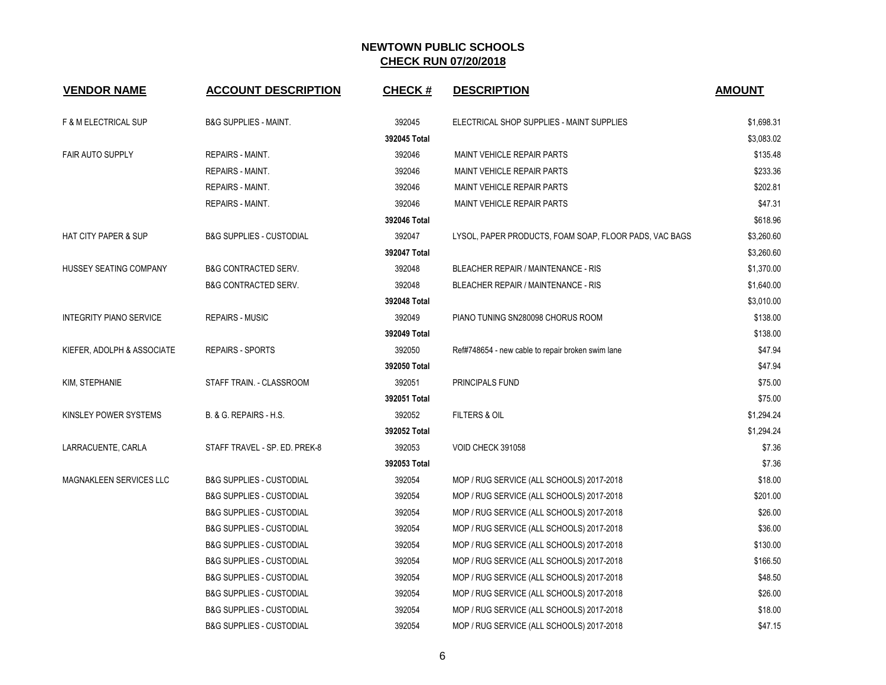## NEWTOWN PUBLIC SCHOOLS

## CHECK RUN 07/20/2018

| VENDOR NAME | ACCOUNT DESCRIPTION | CHECK # | DESCRIPTION | AMOUNT |
|---|---|---|---|---|
| F & M ELECTRICAL SUP | B&G SUPPLIES - MAINT. | 392045 | ELECTRICAL SHOP SUPPLIES - MAINT SUPPLIES | $1,698.31 |
| | | **392045 Total** | | $3,083.02 |
| FAIR AUTO SUPPLY | REPAIRS - MAINT. | 392046 | MAINT VEHICLE REPAIR PARTS | $135.48 |
| | REPAIRS - MAINT. | 392046 | MAINT VEHICLE REPAIR PARTS | $233.36 |
| | REPAIRS - MAINT. | 392046 | MAINT VEHICLE REPAIR PARTS | $202.81 |
| | REPAIRS - MAINT. | 392046 | MAINT VEHICLE REPAIR PARTS | $47.31 |
| | | **392046 Total** | | $618.96 |
| HAT CITY PAPER & SUP | B&G SUPPLIES - CUSTODIAL | 392047 | LYSOL, PAPER PRODUCTS, FOAM SOAP, FLOOR PADS, VAC BAGS | $3,260.60 |
| | | **392047 Total** | | $3,260.60 |
| HUSSEY SEATING COMPANY | B&G CONTRACTED SERV. | 392048 | BLEACHER REPAIR / MAINTENANCE - RIS | $1,370.00 |
| | B&G CONTRACTED SERV. | 392048 | BLEACHER REPAIR / MAINTENANCE - RIS | $1,640.00 |
| | | **392048 Total** | | $3,010.00 |
| INTEGRITY PIANO SERVICE | REPAIRS - MUSIC | 392049 | PIANO TUNING SN280098 CHORUS ROOM | $138.00 |
| | | **392049 Total** | | $138.00 |
| KIEFER, ADOLPH & ASSOCIATE | REPAIRS - SPORTS | 392050 | Ref#748654 - new cable to repair broken swim lane | $47.94 |
| | | **392050 Total** | | $47.94 |
| KIM, STEPHANIE | STAFF TRAIN. - CLASSROOM | 392051 | PRINCIPALS FUND | $75.00 |
| | | **392051 Total** | | $75.00 |
| KINSLEY POWER SYSTEMS | B. & G. REPAIRS - H.S. | 392052 | FILTERS & OIL | $1,294.24 |
| | | **392052 Total** | | $1,294.24 |
| LARRACUENTE, CARLA | STAFF TRAVEL - SP. ED. PREK-8 | 392053 | VOID CHECK 391058 | $7.36 |
| | | **392053 Total** | | $7.36 |
| MAGNAKLEEN SERVICES LLC | B&G SUPPLIES - CUSTODIAL | 392054 | MOP / RUG SERVICE (ALL SCHOOLS) 2017-2018 | $18.00 |
| | B&G SUPPLIES - CUSTODIAL | 392054 | MOP / RUG SERVICE (ALL SCHOOLS) 2017-2018 | $201.00 |
| | B&G SUPPLIES - CUSTODIAL | 392054 | MOP / RUG SERVICE (ALL SCHOOLS) 2017-2018 | $26.00 |
| | B&G SUPPLIES - CUSTODIAL | 392054 | MOP / RUG SERVICE (ALL SCHOOLS) 2017-2018 | $36.00 |
| | B&G SUPPLIES - CUSTODIAL | 392054 | MOP / RUG SERVICE (ALL SCHOOLS) 2017-2018 | $130.00 |
| | B&G SUPPLIES - CUSTODIAL | 392054 | MOP / RUG SERVICE (ALL SCHOOLS) 2017-2018 | $166.50 |
| | B&G SUPPLIES - CUSTODIAL | 392054 | MOP / RUG SERVICE (ALL SCHOOLS) 2017-2018 | $48.50 |
| | B&G SUPPLIES - CUSTODIAL | 392054 | MOP / RUG SERVICE (ALL SCHOOLS) 2017-2018 | $26.00 |
| | B&G SUPPLIES - CUSTODIAL | 392054 | MOP / RUG SERVICE (ALL SCHOOLS) 2017-2018 | $18.00 |
| | B&G SUPPLIES - CUSTODIAL | 392054 | MOP / RUG SERVICE (ALL SCHOOLS) 2017-2018 | $47.15 |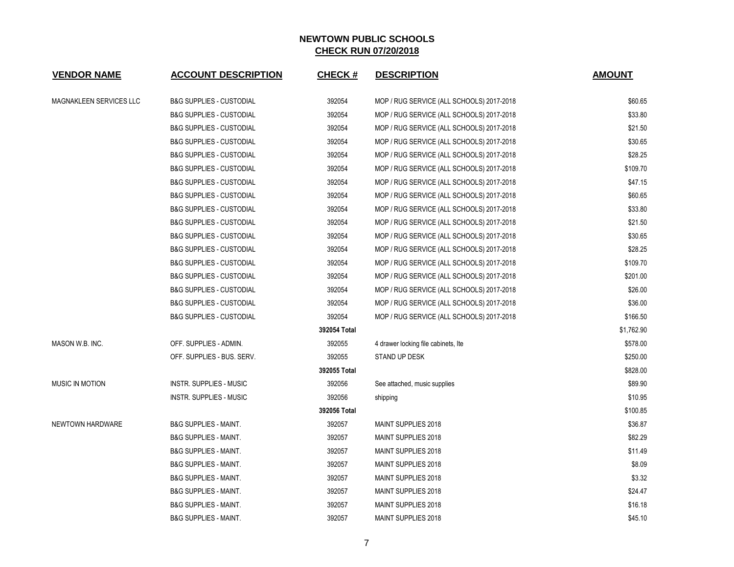# NEWTOWN PUBLIC SCHOOLS

## CHECK RUN 07/20/2018

| VENDOR NAME | ACCOUNT DESCRIPTION | CHECK # | DESCRIPTION | AMOUNT |
|---|---|---|---|---|
| MAGNAKLEEN SERVICES LLC | B&G SUPPLIES - CUSTODIAL | 392054 | MOP / RUG SERVICE (ALL SCHOOLS) 2017-2018 | $60.65 |
| | B&G SUPPLIES - CUSTODIAL | 392054 | MOP / RUG SERVICE (ALL SCHOOLS) 2017-2018 | $33.80 |
| | B&G SUPPLIES - CUSTODIAL | 392054 | MOP / RUG SERVICE (ALL SCHOOLS) 2017-2018 | $21.50 |
| | B&G SUPPLIES - CUSTODIAL | 392054 | MOP / RUG SERVICE (ALL SCHOOLS) 2017-2018 | $30.65 |
| | B&G SUPPLIES - CUSTODIAL | 392054 | MOP / RUG SERVICE (ALL SCHOOLS) 2017-2018 | $28.25 |
| | B&G SUPPLIES - CUSTODIAL | 392054 | MOP / RUG SERVICE (ALL SCHOOLS) 2017-2018 | $109.70 |
| | B&G SUPPLIES - CUSTODIAL | 392054 | MOP / RUG SERVICE (ALL SCHOOLS) 2017-2018 | $47.15 |
| | B&G SUPPLIES - CUSTODIAL | 392054 | MOP / RUG SERVICE (ALL SCHOOLS) 2017-2018 | $60.65 |
| | B&G SUPPLIES - CUSTODIAL | 392054 | MOP / RUG SERVICE (ALL SCHOOLS) 2017-2018 | $33.80 |
| | B&G SUPPLIES - CUSTODIAL | 392054 | MOP / RUG SERVICE (ALL SCHOOLS) 2017-2018 | $21.50 |
| | B&G SUPPLIES - CUSTODIAL | 392054 | MOP / RUG SERVICE (ALL SCHOOLS) 2017-2018 | $30.65 |
| | B&G SUPPLIES - CUSTODIAL | 392054 | MOP / RUG SERVICE (ALL SCHOOLS) 2017-2018 | $28.25 |
| | B&G SUPPLIES - CUSTODIAL | 392054 | MOP / RUG SERVICE (ALL SCHOOLS) 2017-2018 | $109.70 |
| | B&G SUPPLIES - CUSTODIAL | 392054 | MOP / RUG SERVICE (ALL SCHOOLS) 2017-2018 | $201.00 |
| | B&G SUPPLIES - CUSTODIAL | 392054 | MOP / RUG SERVICE (ALL SCHOOLS) 2017-2018 | $26.00 |
| | B&G SUPPLIES - CUSTODIAL | 392054 | MOP / RUG SERVICE (ALL SCHOOLS) 2017-2018 | $36.00 |
| | B&G SUPPLIES - CUSTODIAL | 392054 | MOP / RUG SERVICE (ALL SCHOOLS) 2017-2018 | $166.50 |
| | | **392054 Total** | | $1,762.90 |
| MASON W.B. INC. | OFF. SUPPLIES - ADMIN. | 392055 | 4 drawer locking file cabinets, lte | $578.00 |
| | OFF. SUPPLIES - BUS. SERV. | 392055 | STAND UP DESK | $250.00 |
| | | **392055 Total** | | $828.00 |
| MUSIC IN MOTION | INSTR. SUPPLIES - MUSIC | 392056 | See attached, music supplies | $89.90 |
| | INSTR. SUPPLIES - MUSIC | 392056 | shipping | $10.95 |
| | | **392056 Total** | | $100.85 |
| NEWTOWN HARDWARE | B&G SUPPLIES - MAINT. | 392057 | MAINT SUPPLIES 2018 | $36.87 |
| | B&G SUPPLIES - MAINT. | 392057 | MAINT SUPPLIES 2018 | $82.29 |
| | B&G SUPPLIES - MAINT. | 392057 | MAINT SUPPLIES 2018 | $11.49 |
| | B&G SUPPLIES - MAINT. | 392057 | MAINT SUPPLIES 2018 | $8.09 |
| | B&G SUPPLIES - MAINT. | 392057 | MAINT SUPPLIES 2018 | $3.32 |
| | B&G SUPPLIES - MAINT. | 392057 | MAINT SUPPLIES 2018 | $24.47 |
| | B&G SUPPLIES - MAINT. | 392057 | MAINT SUPPLIES 2018 | $16.18 |
| | B&G SUPPLIES - MAINT. | 392057 | MAINT SUPPLIES 2018 | $45.10 |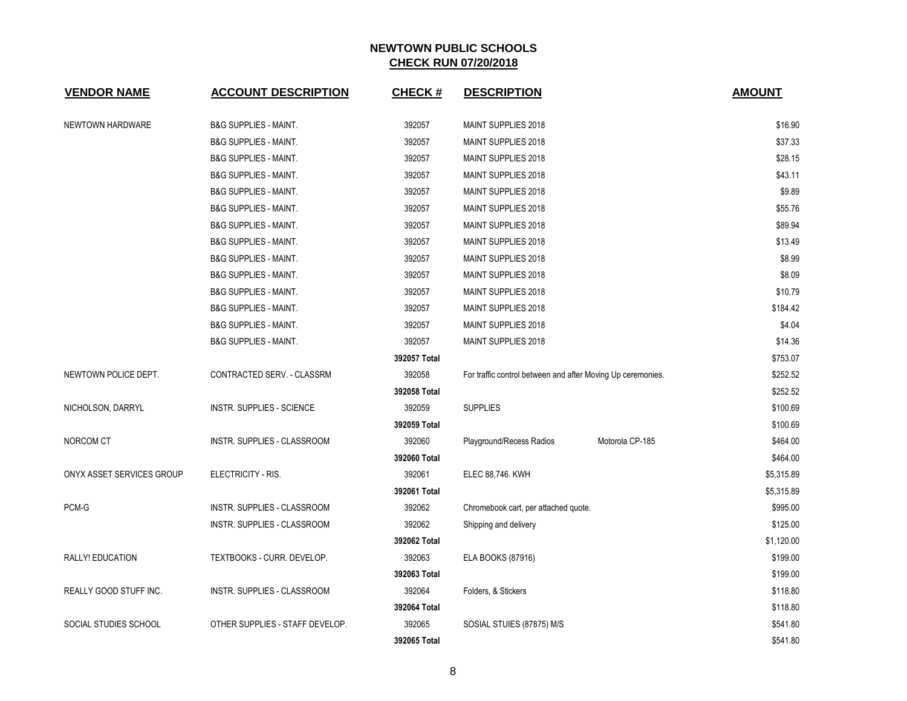# NEWTOWN PUBLIC SCHOOLS

## CHECK RUN 07/20/2018

| VENDOR NAME | ACCOUNT DESCRIPTION | CHECK # | DESCRIPTION | AMOUNT |
|---|---|---|---|---|
| NEWTOWN HARDWARE | B&G SUPPLIES - MAINT. | 392057 | MAINT SUPPLIES 2018 | $16.90 |
| | B&G SUPPLIES - MAINT. | 392057 | MAINT SUPPLIES 2018 | $37.33 |
| | B&G SUPPLIES - MAINT. | 392057 | MAINT SUPPLIES 2018 | $28.15 |
| | B&G SUPPLIES - MAINT. | 392057 | MAINT SUPPLIES 2018 | $43.11 |
| | B&G SUPPLIES - MAINT. | 392057 | MAINT SUPPLIES 2018 | $9.89 |
| | B&G SUPPLIES - MAINT. | 392057 | MAINT SUPPLIES 2018 | $55.76 |
| | B&G SUPPLIES - MAINT. | 392057 | MAINT SUPPLIES 2018 | $89.94 |
| | B&G SUPPLIES - MAINT. | 392057 | MAINT SUPPLIES 2018 | $13.49 |
| | B&G SUPPLIES - MAINT. | 392057 | MAINT SUPPLIES 2018 | $8.99 |
| | B&G SUPPLIES - MAINT. | 392057 | MAINT SUPPLIES 2018 | $8.09 |
| | B&G SUPPLIES - MAINT. | 392057 | MAINT SUPPLIES 2018 | $10.79 |
| | B&G SUPPLIES - MAINT. | 392057 | MAINT SUPPLIES 2018 | $184.42 |
| | B&G SUPPLIES - MAINT. | 392057 | MAINT SUPPLIES 2018 | $4.04 |
| | B&G SUPPLIES - MAINT. | 392057 | MAINT SUPPLIES 2018 | $14.36 |
| | | **392057 Total** | | $753.07 |
| NEWTOWN POLICE DEPT. | CONTRACTED SERV. - CLASSRM | 392058 | For traffic control between and after Moving Up ceremonies. | $252.52 |
| | | **392058 Total** | | $252.52 |
| NICHOLSON, DARRYL | INSTR. SUPPLIES - SCIENCE | 392059 | SUPPLIES | $100.69 |
| | | **392059 Total** | | $100.69 |
| NORCOM CT | INSTR. SUPPLIES - CLASSROOM | 392060 | Playground/Recess Radios Motorola CP-185 | $464.00 |
| | | **392060 Total** | | $464.00 |
| ONYX ASSET SERVICES GROUP | ELECTRICITY - RIS. | 392061 | ELEC 88,746. KWH | $5,315.89 |
| | | **392061 Total** | | $5,315.89 |
| PCM-G | INSTR. SUPPLIES - CLASSROOM | 392062 | Chromebook cart, per attached quote. | $995.00 |
| | INSTR. SUPPLIES - CLASSROOM | 392062 | Shipping and delivery | $125.00 |
| | | **392062 Total** | | $1,120.00 |
| RALLY! EDUCATION | TEXTBOOKS - CURR. DEVELOP. | 392063 | ELA BOOKS (87916) | $199.00 |
| | | **392063 Total** | | $199.00 |
| REALLY GOOD STUFF INC. | INSTR. SUPPLIES - CLASSROOM | 392064 | Folders, & Stickers | $118.80 |
| | | **392064 Total** | | $118.80 |
| SOCIAL STUDIES SCHOOL | OTHER SUPPLIES - STAFF DEVELOP. | 392065 | SOSIAL STUIES (87875) M/S | $541.80 |
| | | **392065 Total** | | $541.80 |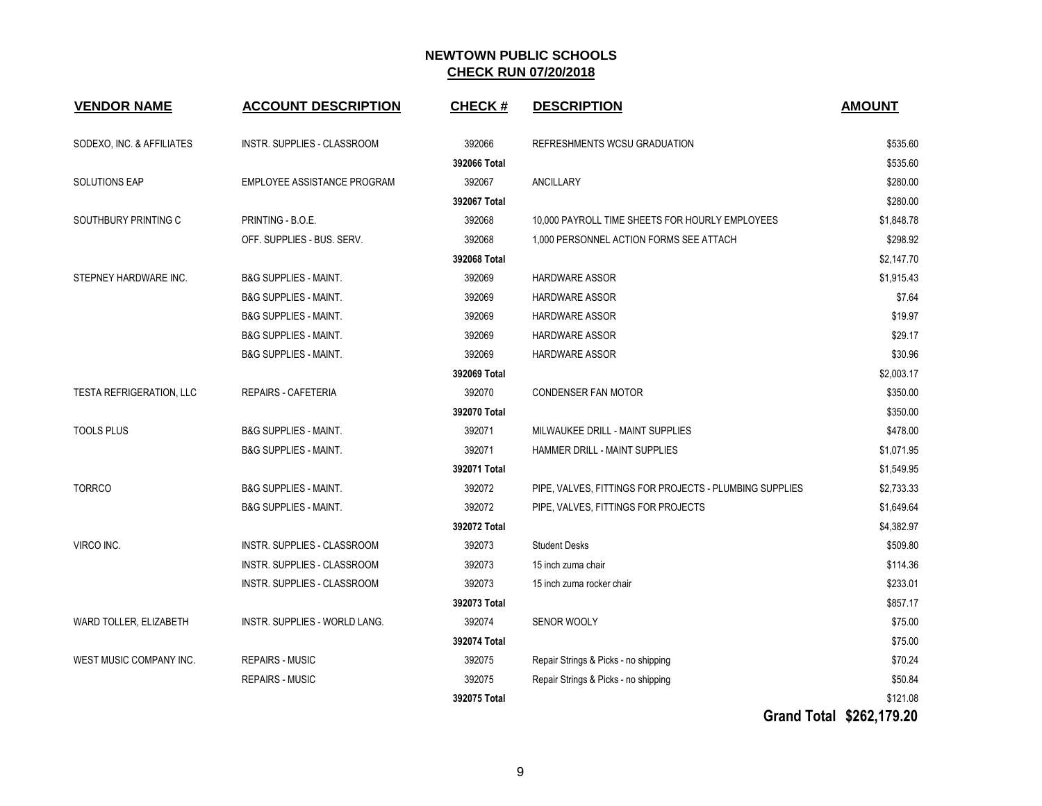## NEWTOWN PUBLIC SCHOOLS
## CHECK RUN 07/20/2018

| VENDOR NAME | ACCOUNT DESCRIPTION | CHECK # | DESCRIPTION | AMOUNT |
|---|---|---|---|---|
| SODEXO, INC. & AFFILIATES | INSTR. SUPPLIES - CLASSROOM | 392066 | REFRESHMENTS WCSU GRADUATION | $535.60 |
| | | **392066 Total** | | $535.60 |
| SOLUTIONS EAP | EMPLOYEE ASSISTANCE PROGRAM | 392067 | ANCILLARY | $280.00 |
| | | **392067 Total** | | $280.00 |
| SOUTHBURY PRINTING C | PRINTING - B.O.E. | 392068 | 10,000 PAYROLL TIME SHEETS FOR HOURLY EMPLOYEES | $1,848.78 |
| | OFF. SUPPLIES - BUS. SERV. | 392068 | 1,000 PERSONNEL ACTION FORMS SEE ATTACH | $298.92 |
| | | **392068 Total** | | $2,147.70 |
| STEPNEY HARDWARE INC. | B&G SUPPLIES - MAINT. | 392069 | HARDWARE ASSOR | $1,915.43 |
| | B&G SUPPLIES - MAINT. | 392069 | HARDWARE ASSOR | $7.64 |
| | B&G SUPPLIES - MAINT. | 392069 | HARDWARE ASSOR | $19.97 |
| | B&G SUPPLIES - MAINT. | 392069 | HARDWARE ASSOR | $29.17 |
| | B&G SUPPLIES - MAINT. | 392069 | HARDWARE ASSOR | $30.96 |
| | | **392069 Total** | | $2,003.17 |
| TESTA REFRIGERATION, LLC | REPAIRS - CAFETERIA | 392070 | CONDENSER FAN MOTOR | $350.00 |
| | | **392070 Total** | | $350.00 |
| TOOLS PLUS | B&G SUPPLIES - MAINT. | 392071 | MILWAUKEE DRILL - MAINT SUPPLIES | $478.00 |
| | B&G SUPPLIES - MAINT. | 392071 | HAMMER DRILL - MAINT SUPPLIES | $1,071.95 |
| | | **392071 Total** | | $1,549.95 |
| TORRCO | B&G SUPPLIES - MAINT. | 392072 | PIPE, VALVES, FITTINGS FOR PROJECTS - PLUMBING SUPPLIES | $2,733.33 |
| | B&G SUPPLIES - MAINT. | 392072 | PIPE, VALVES, FITTINGS FOR PROJECTS | $1,649.64 |
| | | **392072 Total** | | $4,382.97 |
| VIRCO INC. | INSTR. SUPPLIES - CLASSROOM | 392073 | Student Desks | $509.80 |
| | INSTR. SUPPLIES - CLASSROOM | 392073 | 15 inch zuma chair | $114.36 |
| | INSTR. SUPPLIES - CLASSROOM | 392073 | 15 inch zuma rocker chair | $233.01 |
| | | **392073 Total** | | $857.17 |
| WARD TOLLER, ELIZABETH | INSTR. SUPPLIES - WORLD LANG. | 392074 | SENOR WOOLY | $75.00 |
| | | **392074 Total** | | $75.00 |
| WEST MUSIC COMPANY INC. | REPAIRS - MUSIC | 392075 | Repair Strings & Picks - no shipping | $70.24 |
| | REPAIRS - MUSIC | 392075 | Repair Strings & Picks - no shipping | $50.84 |
| | | **392075 Total** | | $121.08 |
| | | | **Grand Total** | **$262,179.20** |